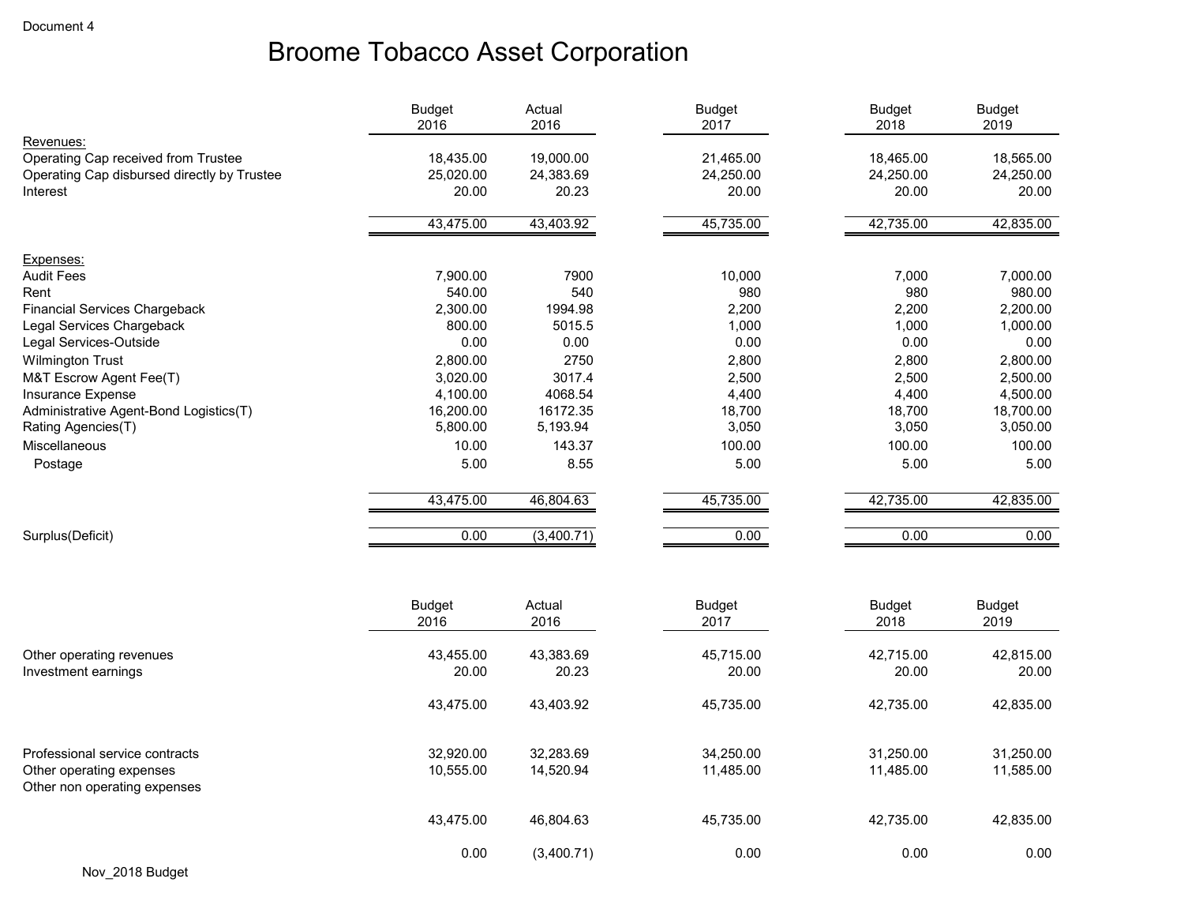Document 4

# Broome Tobacco Asset Corporation

| | Budget 2016 | Actual 2016 | Budget 2017 | Budget 2018 | Budget 2019 |
|---|---|---|---|---|---|
| Revenues: | | | | | |
| Operating Cap received from Trustee | 18,435.00 | 19,000.00 | 21,465.00 | 18,465.00 | 18,565.00 |
| Operating Cap disbursed directly by Trustee | 25,020.00 | 24,383.69 | 24,250.00 | 24,250.00 | 24,250.00 |
| Interest | 20.00 | 20.23 | 20.00 | 20.00 | 20.00 |
| | 43,475.00 | 43,403.92 | 45,735.00 | 42,735.00 | 42,835.00 |
| Expenses: | | | | | |
| Audit Fees | 7,900.00 | 7900 | 10,000 | 7,000 | 7,000.00 |
| Rent | 540.00 | 540 | 980 | 980 | 980.00 |
| Financial Services Chargeback | 2,300.00 | 1994.98 | 2,200 | 2,200 | 2,200.00 |
| Legal Services Chargeback | 800.00 | 5015.5 | 1,000 | 1,000 | 1,000.00 |
| Legal Services-Outside | 0.00 | 0.00 | 0.00 | 0.00 | 0.00 |
| Wilmington Trust | 2,800.00 | 2750 | 2,800 | 2,800 | 2,800.00 |
| M&T Escrow Agent Fee(T) | 3,020.00 | 3017.4 | 2,500 | 2,500 | 2,500.00 |
| Insurance Expense | 4,100.00 | 4068.54 | 4,400 | 4,400 | 4,500.00 |
| Administrative Agent-Bond Logistics(T) | 16,200.00 | 16172.35 | 18,700 | 18,700 | 18,700.00 |
| Rating Agencies(T) | 5,800.00 | 5,193.94 | 3,050 | 3,050 | 3,050.00 |
| Miscellaneous | 10.00 | 143.37 | 100.00 | 100.00 | 100.00 |
| Postage | 5.00 | 8.55 | 5.00 | 5.00 | 5.00 |
| | 43,475.00 | 46,804.63 | 45,735.00 | 42,735.00 | 42,835.00 |
| Surplus(Deficit) | 0.00 | (3,400.71) | 0.00 | 0.00 | 0.00 |

| | Budget 2016 | Actual 2016 | Budget 2017 | Budget 2018 | Budget 2019 |
|---|---|---|---|---|---|
| Other operating revenues | 43,455.00 | 43,383.69 | 45,715.00 | 42,715.00 | 42,815.00 |
| Investment earnings | 20.00 | 20.23 | 20.00 | 20.00 | 20.00 |
| | 43,475.00 | 43,403.92 | 45,735.00 | 42,735.00 | 42,835.00 |
| Professional service contracts | 32,920.00 | 32,283.69 | 34,250.00 | 31,250.00 | 31,250.00 |
| Other operating expenses | 10,555.00 | 14,520.94 | 11,485.00 | 11,485.00 | 11,585.00 |
| Other non operating expenses | | | | | |
| | 43,475.00 | 46,804.63 | 45,735.00 | 42,735.00 | 42,835.00 |
| | 0.00 | (3,400.71) | 0.00 | 0.00 | 0.00 |

Nov_2018 Budget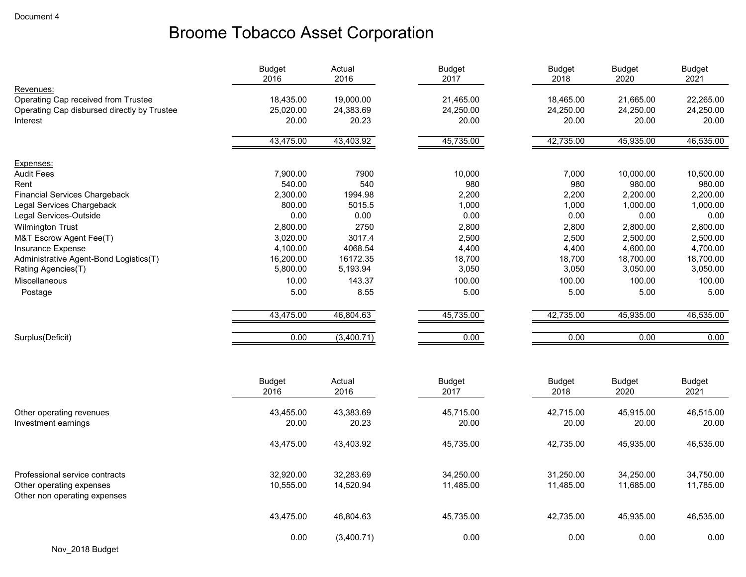Document 4

# Broome Tobacco Asset Corporation

| | Budget 2016 | Actual 2016 | Budget 2017 | Budget 2018 | Budget 2020 | Budget 2021 |
|---|---|---|---|---|---|---|
| Revenues: | | | | | | |
| Operating Cap received from Trustee | 18,435.00 | 19,000.00 | 21,465.00 | 18,465.00 | 21,665.00 | 22,265.00 |
| Operating Cap disbursed directly by Trustee | 25,020.00 | 24,383.69 | 24,250.00 | 24,250.00 | 24,250.00 | 24,250.00 |
| Interest | 20.00 | 20.23 | 20.00 | 20.00 | 20.00 | 20.00 |
| | 43,475.00 | 43,403.92 | 45,735.00 | 42,735.00 | 45,935.00 | 46,535.00 |
| Expenses: | | | | | | |
| Audit Fees | 7,900.00 | 7900 | 10,000 | 7,000 | 10,000.00 | 10,500.00 |
| Rent | 540.00 | 540 | 980 | 980 | 980.00 | 980.00 |
| Financial Services Chargeback | 2,300.00 | 1994.98 | 2,200 | 2,200 | 2,200.00 | 2,200.00 |
| Legal Services Chargeback | 800.00 | 5015.5 | 1,000 | 1,000 | 1,000.00 | 1,000.00 |
| Legal Services-Outside | 0.00 | 0.00 | 0.00 | 0.00 | 0.00 | 0.00 |
| Wilmington Trust | 2,800.00 | 2750 | 2,800 | 2,800 | 2,800.00 | 2,800.00 |
| M&T Escrow Agent Fee(T) | 3,020.00 | 3017.4 | 2,500 | 2,500 | 2,500.00 | 2,500.00 |
| Insurance Expense | 4,100.00 | 4068.54 | 4,400 | 4,400 | 4,600.00 | 4,700.00 |
| Administrative Agent-Bond Logistics(T) | 16,200.00 | 16172.35 | 18,700 | 18,700 | 18,700.00 | 18,700.00 |
| Rating Agencies(T) | 5,800.00 | 5,193.94 | 3,050 | 3,050 | 3,050.00 | 3,050.00 |
| Miscellaneous | 10.00 | 143.37 | 100.00 | 100.00 | 100.00 | 100.00 |
| Postage | 5.00 | 8.55 | 5.00 | 5.00 | 5.00 | 5.00 |
| | 43,475.00 | 46,804.63 | 45,735.00 | 42,735.00 | 45,935.00 | 46,535.00 |
| Surplus(Deficit) | 0.00 | (3,400.71) | 0.00 | 0.00 | 0.00 | 0.00 |

| | Budget 2016 | Actual 2016 | Budget 2017 | Budget 2018 | Budget 2020 | Budget 2021 |
|---|---|---|---|---|---|---|
| Other operating revenues | 43,455.00 | 43,383.69 | 45,715.00 | 42,715.00 | 45,915.00 | 46,515.00 |
| Investment earnings | 20.00 | 20.23 | 20.00 | 20.00 | 20.00 | 20.00 |
| | 43,475.00 | 43,403.92 | 45,735.00 | 42,735.00 | 45,935.00 | 46,535.00 |
| Professional service contracts | 32,920.00 | 32,283.69 | 34,250.00 | 31,250.00 | 34,250.00 | 34,750.00 |
| Other operating expenses | 10,555.00 | 14,520.94 | 11,485.00 | 11,485.00 | 11,685.00 | 11,785.00 |
| Other non operating expenses | | | | | | |
| | 43,475.00 | 46,804.63 | 45,735.00 | 42,735.00 | 45,935.00 | 46,535.00 |
| | 0.00 | (3,400.71) | 0.00 | 0.00 | 0.00 | 0.00 |

Nov_2018 Budget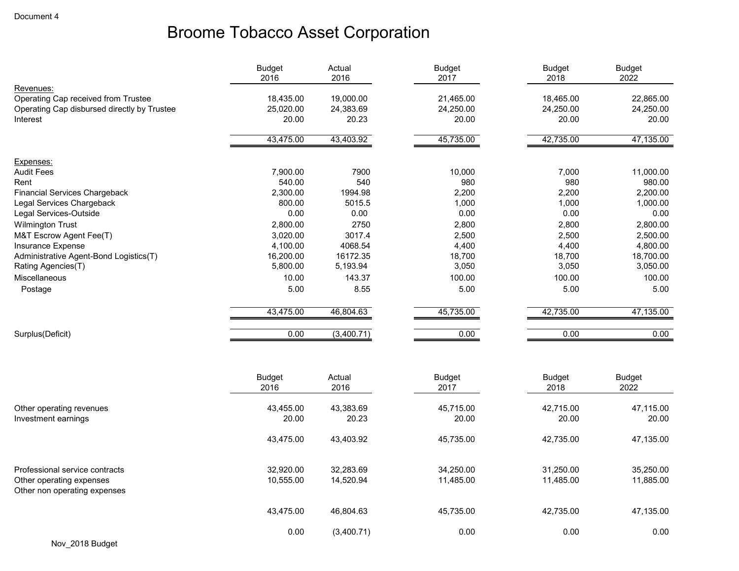Document 4

# Broome Tobacco Asset Corporation

| | Budget 2016 | Actual 2016 | Budget 2017 | Budget 2018 | Budget 2022 |
|---|---|---|---|---|---|
| **Revenues:** | | | | | |
| Operating Cap received from Trustee | 18,435.00 | 19,000.00 | 21,465.00 | 18,465.00 | 22,865.00 |
| Operating Cap disbursed directly by Trustee | 25,020.00 | 24,383.69 | 24,250.00 | 24,250.00 | 24,250.00 |
| Interest | 20.00 | 20.23 | 20.00 | 20.00 | 20.00 |
| | 43,475.00 | 43,403.92 | 45,735.00 | 42,735.00 | 47,135.00 |
| **Expenses:** | | | | | |
| Audit Fees | 7,900.00 | 7900 | 10,000 | 7,000 | 11,000.00 |
| Rent | 540.00 | 540 | 980 | 980 | 980.00 |
| Financial Services Chargeback | 2,300.00 | 1994.98 | 2,200 | 2,200 | 2,200.00 |
| Legal Services Chargeback | 800.00 | 5015.5 | 1,000 | 1,000 | 1,000.00 |
| Legal Services-Outside | 0.00 | 0.00 | 0.00 | 0.00 | 0.00 |
| Wilmington Trust | 2,800.00 | 2750 | 2,800 | 2,800 | 2,800.00 |
| M&T Escrow Agent Fee(T) | 3,020.00 | 3017.4 | 2,500 | 2,500 | 2,500.00 |
| Insurance Expense | 4,100.00 | 4068.54 | 4,400 | 4,400 | 4,800.00 |
| Administrative Agent-Bond Logistics(T) | 16,200.00 | 16172.35 | 18,700 | 18,700 | 18,700.00 |
| Rating Agencies(T) | 5,800.00 | 5,193.94 | 3,050 | 3,050 | 3,050.00 |
| Miscellaneous | 10.00 | 143.37 | 100.00 | 100.00 | 100.00 |
| Postage | 5.00 | 8.55 | 5.00 | 5.00 | 5.00 |
| | 43,475.00 | 46,804.63 | 45,735.00 | 42,735.00 | 47,135.00 |
| Surplus(Deficit) | 0.00 | (3,400.71) | 0.00 | 0.00 | 0.00 |

| | Budget 2016 | Actual 2016 | Budget 2017 | Budget 2018 | Budget 2022 |
|---|---|---|---|---|---|
| Other operating revenues | 43,455.00 | 43,383.69 | 45,715.00 | 42,715.00 | 47,115.00 |
| Investment earnings | 20.00 | 20.23 | 20.00 | 20.00 | 20.00 |
| | 43,475.00 | 43,403.92 | 45,735.00 | 42,735.00 | 47,135.00 |
| Professional service contracts | 32,920.00 | 32,283.69 | 34,250.00 | 31,250.00 | 35,250.00 |
| Other operating expenses | 10,555.00 | 14,520.94 | 11,485.00 | 11,485.00 | 11,885.00 |
| Other non operating expenses | | | | | |
| | 43,475.00 | 46,804.63 | 45,735.00 | 42,735.00 | 47,135.00 |
| | 0.00 | (3,400.71) | 0.00 | 0.00 | 0.00 |

Nov_2018 Budget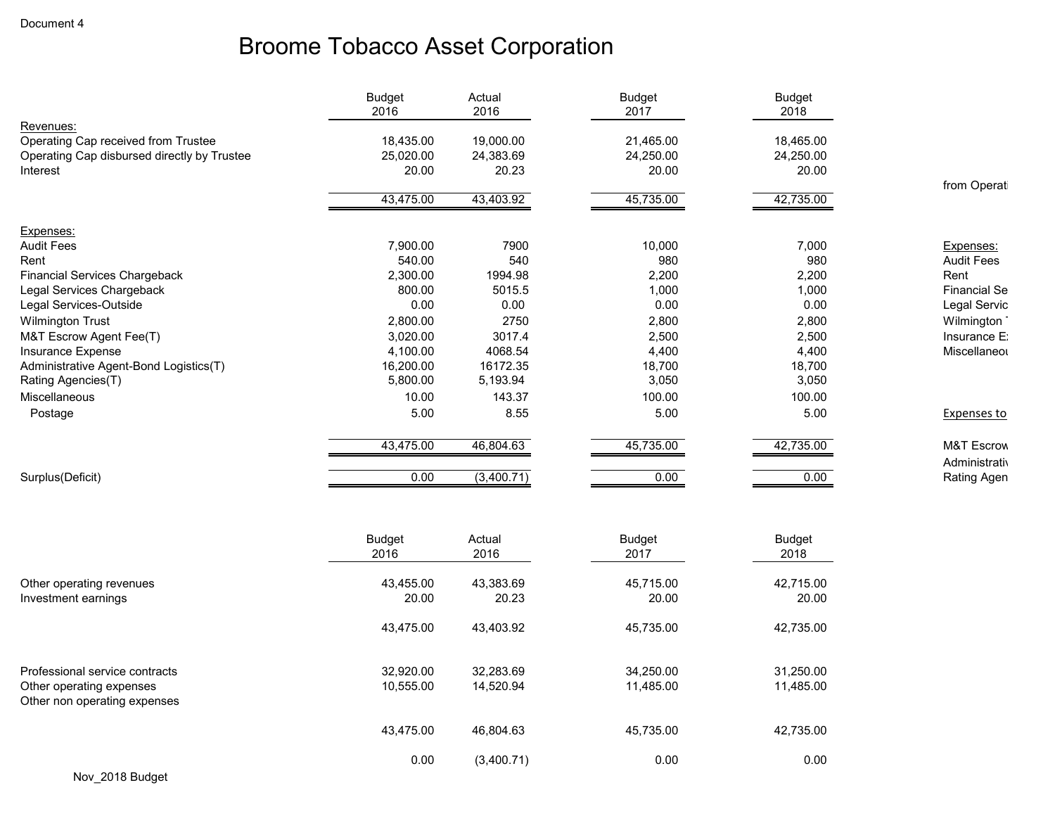Document 4

# Broome Tobacco Asset Corporation

| | Budget 2016 | Actual 2016 | Budget 2017 | Budget 2018 |
|---|---|---|---|---|
| Revenues: | | | | |
| Operating Cap received from Trustee | 18,435.00 | 19,000.00 | 21,465.00 | 18,465.00 |
| Operating Cap disbursed directly by Trustee | 25,020.00 | 24,383.69 | 24,250.00 | 24,250.00 |
| Interest | 20.00 | 20.23 | 20.00 | 20.00 |
| | 43,475.00 | 43,403.92 | 45,735.00 | 42,735.00 |
| Expenses: | | | | |
| Audit Fees | 7,900.00 | 7900 | 10,000 | 7,000 |
| Rent | 540.00 | 540 | 980 | 980 |
| Financial Services Chargeback | 2,300.00 | 1994.98 | 2,200 | 2,200 |
| Legal Services Chargeback | 800.00 | 5015.5 | 1,000 | 1,000 |
| Legal Services-Outside | 0.00 | 0.00 | 0.00 | 0.00 |
| Wilmington Trust | 2,800.00 | 2750 | 2,800 | 2,800 |
| M&T Escrow Agent Fee(T) | 3,020.00 | 3017.4 | 2,500 | 2,500 |
| Insurance Expense | 4,100.00 | 4068.54 | 4,400 | 4,400 |
| Administrative Agent-Bond Logistics(T) | 16,200.00 | 16172.35 | 18,700 | 18,700 |
| Rating Agencies(T) | 5,800.00 | 5,193.94 | 3,050 | 3,050 |
| Miscellaneous | 10.00 | 143.37 | 100.00 | 100.00 |
| Postage | 5.00 | 8.55 | 5.00 | 5.00 |
| | 43,475.00 | 46,804.63 | 45,735.00 | 42,735.00 |
| Surplus(Deficit) | 0.00 | (3,400.71) | 0.00 | 0.00 |

from Operati

Expenses:
Audit Fees
Rent
Financial Se
Legal Servic
Wilmington
Insurance E
Miscellaneou

Expenses to

M&T Escrow
Administrativ
Rating Agen

| | Budget 2016 | Actual 2016 | Budget 2017 | Budget 2018 |
|---|---|---|---|---|
| Other operating revenues | 43,455.00 | 43,383.69 | 45,715.00 | 42,715.00 |
| Investment earnings | 20.00 | 20.23 | 20.00 | 20.00 |
| | 43,475.00 | 43,403.92 | 45,735.00 | 42,735.00 |
| Professional service contracts | 32,920.00 | 32,283.69 | 34,250.00 | 31,250.00 |
| Other operating expenses | 10,555.00 | 14,520.94 | 11,485.00 | 11,485.00 |
| Other non operating expenses | | | | |
| | 43,475.00 | 46,804.63 | 45,735.00 | 42,735.00 |
| | 0.00 | (3,400.71) | 0.00 | 0.00 |

Nov_2018 Budget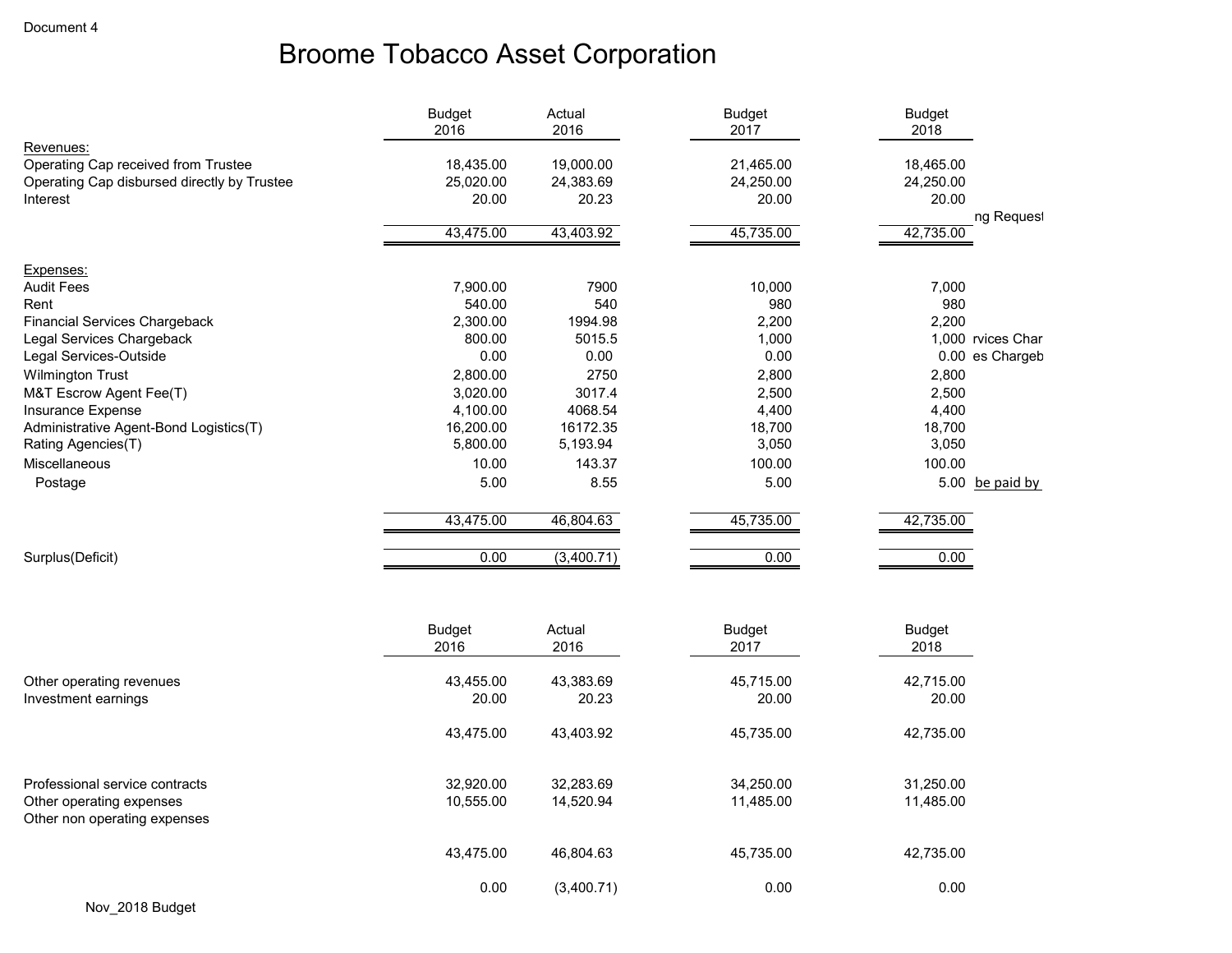Document 4

# Broome Tobacco Asset Corporation

| | Budget 2016 | Actual 2016 | Budget 2017 | Budget 2018 | |
|---|---|---|---|---|---|
| Revenues: | | | | | |
| Operating Cap received from Trustee | 18,435.00 | 19,000.00 | 21,465.00 | 18,465.00 | |
| Operating Cap disbursed directly by Trustee | 25,020.00 | 24,383.69 | 24,250.00 | 24,250.00 | |
| Interest | 20.00 | 20.23 | 20.00 | 20.00 | |
| | | | | | ng Request |
| | 43,475.00 | 43,403.92 | 45,735.00 | 42,735.00 | |
| Expenses: | | | | | |
| Audit Fees | 7,900.00 | 7900 | 10,000 | 7,000 | |
| Rent | 540.00 | 540 | 980 | 980 | |
| Financial Services Chargeback | 2,300.00 | 1994.98 | 2,200 | 2,200 | |
| Legal Services Chargeback | 800.00 | 5015.5 | 1,000 | 1,000 | rvices Char |
| Legal Services-Outside | 0.00 | 0.00 | 0.00 | 0.00 | es Chargeb |
| Wilmington Trust | 2,800.00 | 2750 | 2,800 | 2,800 | |
| M&T Escrow Agent Fee(T) | 3,020.00 | 3017.4 | 2,500 | 2,500 | |
| Insurance Expense | 4,100.00 | 4068.54 | 4,400 | 4,400 | |
| Administrative Agent-Bond Logistics(T) | 16,200.00 | 16172.35 | 18,700 | 18,700 | |
| Rating Agencies(T) | 5,800.00 | 5,193.94 | 3,050 | 3,050 | |
| Miscellaneous | 10.00 | 143.37 | 100.00 | 100.00 | |
| Postage | 5.00 | 8.55 | 5.00 | 5.00 | be paid by |
| | 43,475.00 | 46,804.63 | 45,735.00 | 42,735.00 | |
| Surplus(Deficit) | 0.00 | (3,400.71) | 0.00 | 0.00 | |

| | Budget 2016 | Actual 2016 | Budget 2017 | Budget 2018 |
|---|---|---|---|---|
| Other operating revenues | 43,455.00 | 43,383.69 | 45,715.00 | 42,715.00 |
| Investment earnings | 20.00 | 20.23 | 20.00 | 20.00 |
| | 43,475.00 | 43,403.92 | 45,735.00 | 42,735.00 |
| Professional service contracts | 32,920.00 | 32,283.69 | 34,250.00 | 31,250.00 |
| Other operating expenses | 10,555.00 | 14,520.94 | 11,485.00 | 11,485.00 |
| Other non operating expenses | | | | |
| | 43,475.00 | 46,804.63 | 45,735.00 | 42,735.00 |
| | 0.00 | (3,400.71) | 0.00 | 0.00 |

Nov_2018 Budget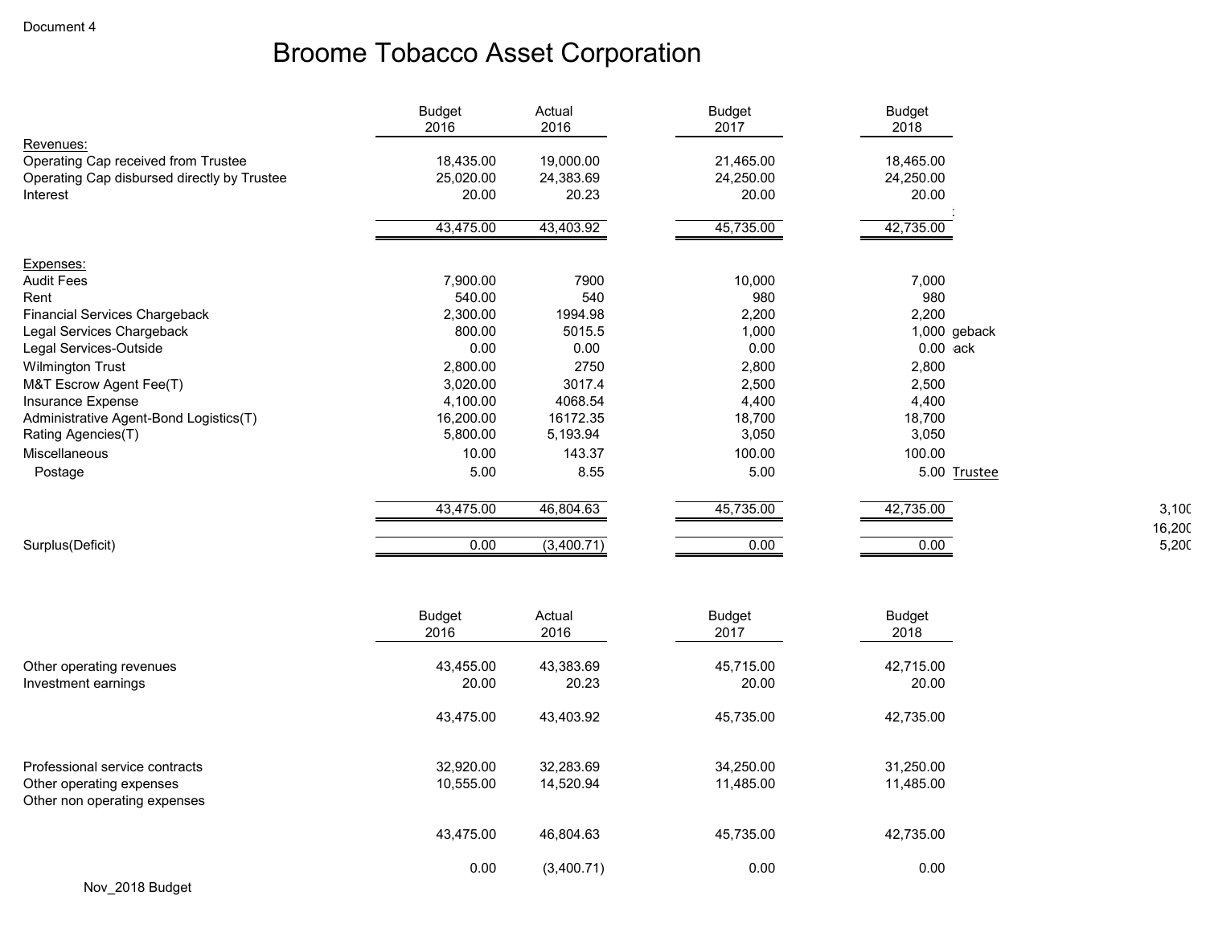Document 4

# Broome Tobacco Asset Corporation

| | Budget 2016 | Actual 2016 | Budget 2017 | Budget 2018 |
|---|---|---|---|---|
| **Revenues:** | | | | |
| Operating Cap received from Trustee | 18,435.00 | 19,000.00 | 21,465.00 | 18,465.00 |
| Operating Cap disbursed directly by Trustee | 25,020.00 | 24,383.69 | 24,250.00 | 24,250.00 |
| Interest | 20.00 | 20.23 | 20.00 | 20.00 |
| | 43,475.00 | 43,403.92 | 45,735.00 | 42,735.00 |
| **Expenses:** | | | | |
| Audit Fees | 7,900.00 | 7900 | 10,000 | 7,000 |
| Rent | 540.00 | 540 | 980 | 980 |
| Financial Services Chargeback | 2,300.00 | 1994.98 | 2,200 | 2,200 |
| Legal Services Chargeback | 800.00 | 5015.5 | 1,000 | 1,000 |
| Legal Services-Outside | 0.00 | 0.00 | 0.00 | 0.00 |
| Wilmington Trust | 2,800.00 | 2750 | 2,800 | 2,800 |
| M&T Escrow Agent Fee(T) | 3,020.00 | 3017.4 | 2,500 | 2,500 |
| Insurance Expense | 4,100.00 | 4068.54 | 4,400 | 4,400 |
| Administrative Agent-Bond Logistics(T) | 16,200.00 | 16172.35 | 18,700 | 18,700 |
| Rating Agencies(T) | 5,800.00 | 5,193.94 | 3,050 | 3,050 |
| Miscellaneous | 10.00 | 143.37 | 100.00 | 100.00 |
| Postage | 5.00 | 8.55 | 5.00 | 5.00 |
| | 43,475.00 | 46,804.63 | 45,735.00 | 42,735.00 |
| Surplus(Deficit) | 0.00 | (3,400.71) | 0.00 | 0.00 |

geback
ack
Trustee

3,100
16,200
5,200

| | Budget 2016 | Actual 2016 | Budget 2017 | Budget 2018 |
|---|---|---|---|---|
| Other operating revenues | 43,455.00 | 43,383.69 | 45,715.00 | 42,715.00 |
| Investment earnings | 20.00 | 20.23 | 20.00 | 20.00 |
| | 43,475.00 | 43,403.92 | 45,735.00 | 42,735.00 |
| Professional service contracts | 32,920.00 | 32,283.69 | 34,250.00 | 31,250.00 |
| Other operating expenses | 10,555.00 | 14,520.94 | 11,485.00 | 11,485.00 |
| Other non operating expenses | | | | |
| | 43,475.00 | 46,804.63 | 45,735.00 | 42,735.00 |
| | 0.00 | (3,400.71) | 0.00 | 0.00 |

Nov_2018 Budget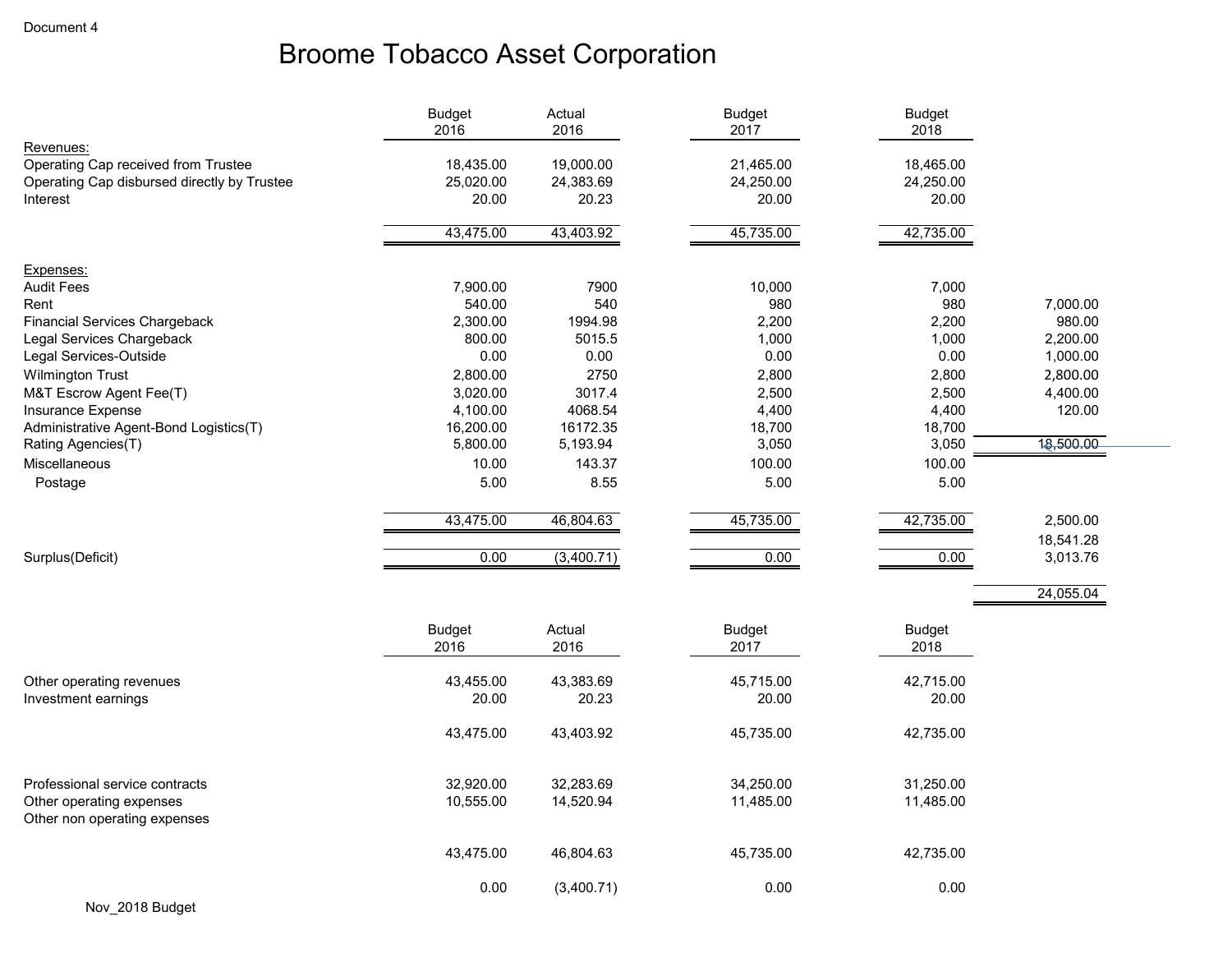Document 4

# Broome Tobacco Asset Corporation

| | Budget 2016 | Actual 2016 | Budget 2017 | Budget 2018 | |
|---|---|---|---|---|---|
| **Revenues:** | | | | | |
| Operating Cap received from Trustee | 18,435.00 | 19,000.00 | 21,465.00 | 18,465.00 | |
| Operating Cap disbursed directly by Trustee | 25,020.00 | 24,383.69 | 24,250.00 | 24,250.00 | |
| Interest | 20.00 | 20.23 | 20.00 | 20.00 | |
| | 43,475.00 | 43,403.92 | 45,735.00 | 42,735.00 | |
| **Expenses:** | | | | | |
| Audit Fees | 7,900.00 | 7900 | 10,000 | 7,000 | |
| Rent | 540.00 | 540 | 980 | 980 | 7,000.00 |
| Financial Services Chargeback | 2,300.00 | 1994.98 | 2,200 | 2,200 | 980.00 |
| Legal Services Chargeback | 800.00 | 5015.5 | 1,000 | 1,000 | 2,200.00 |
| Legal Services-Outside | 0.00 | 0.00 | 0.00 | 0.00 | 1,000.00 |
| Wilmington Trust | 2,800.00 | 2750 | 2,800 | 2,800 | 2,800.00 |
| M&T Escrow Agent Fee(T) | 3,020.00 | 3017.4 | 2,500 | 2,500 | 4,400.00 |
| Insurance Expense | 4,100.00 | 4068.54 | 4,400 | 4,400 | 120.00 |
| Administrative Agent-Bond Logistics(T) | 16,200.00 | 16172.35 | 18,700 | 18,700 | |
| Rating Agencies(T) | 5,800.00 | 5,193.94 | 3,050 | 3,050 | 18,500.00 |
| Miscellaneous | 10.00 | 143.37 | 100.00 | 100.00 | |
| Postage | 5.00 | 8.55 | 5.00 | 5.00 | |
| | 43,475.00 | 46,804.63 | 45,735.00 | 42,735.00 | 2,500.00 |
| | | | | | 18,541.28 |
| Surplus(Deficit) | 0.00 | (3,400.71) | 0.00 | 0.00 | 3,013.76 |
| | | | | | 24,055.04 |

| | Budget 2016 | Actual 2016 | Budget 2017 | Budget 2018 |
|---|---|---|---|---|
| Other operating revenues | 43,455.00 | 43,383.69 | 45,715.00 | 42,715.00 |
| Investment earnings | 20.00 | 20.23 | 20.00 | 20.00 |
| | 43,475.00 | 43,403.92 | 45,735.00 | 42,735.00 |
| Professional service contracts | 32,920.00 | 32,283.69 | 34,250.00 | 31,250.00 |
| Other operating expenses | 10,555.00 | 14,520.94 | 11,485.00 | 11,485.00 |
| Other non operating expenses | | | | |
| | 43,475.00 | 46,804.63 | 45,735.00 | 42,735.00 |
| | 0.00 | (3,400.71) | 0.00 | 0.00 |

Nov_2018 Budget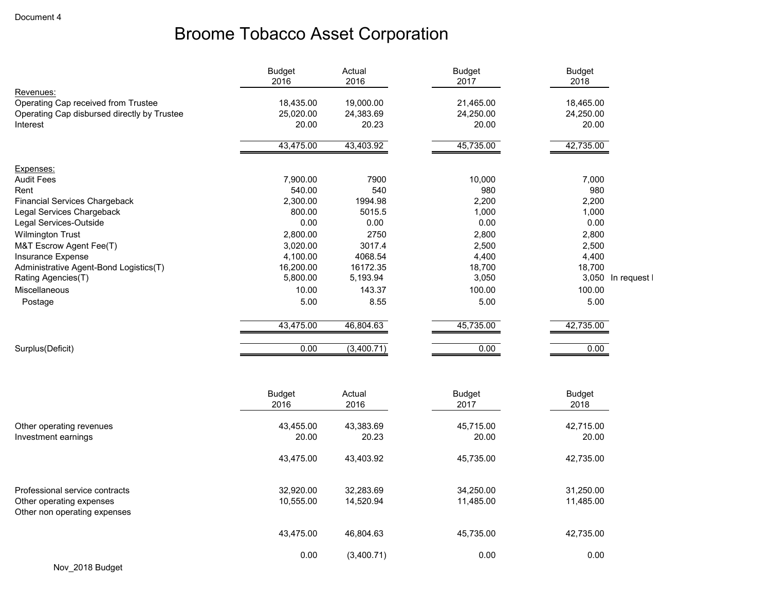Document 4

# Broome Tobacco Asset Corporation

| | Budget 2016 | Actual 2016 | Budget 2017 | Budget 2018 | |
|---|---|---|---|---|---|
| Revenues: | | | | | |
| Operating Cap received from Trustee | 18,435.00 | 19,000.00 | 21,465.00 | 18,465.00 | |
| Operating Cap disbursed directly by Trustee | 25,020.00 | 24,383.69 | 24,250.00 | 24,250.00 | |
| Interest | 20.00 | 20.23 | 20.00 | 20.00 | |
| | 43,475.00 | 43,403.92 | 45,735.00 | 42,735.00 | |
| Expenses: | | | | | |
| Audit Fees | 7,900.00 | 7900 | 10,000 | 7,000 | |
| Rent | 540.00 | 540 | 980 | 980 | |
| Financial Services Chargeback | 2,300.00 | 1994.98 | 2,200 | 2,200 | |
| Legal Services Chargeback | 800.00 | 5015.5 | 1,000 | 1,000 | |
| Legal Services-Outside | 0.00 | 0.00 | 0.00 | 0.00 | |
| Wilmington Trust | 2,800.00 | 2750 | 2,800 | 2,800 | |
| M&T Escrow Agent Fee(T) | 3,020.00 | 3017.4 | 2,500 | 2,500 | |
| Insurance Expense | 4,100.00 | 4068.54 | 4,400 | 4,400 | |
| Administrative Agent-Bond Logistics(T) | 16,200.00 | 16172.35 | 18,700 | 18,700 | |
| Rating Agencies(T) | 5,800.00 | 5,193.94 | 3,050 | 3,050 | In request l |
| Miscellaneous | 10.00 | 143.37 | 100.00 | 100.00 | |
| Postage | 5.00 | 8.55 | 5.00 | 5.00 | |
| | 43,475.00 | 46,804.63 | 45,735.00 | 42,735.00 | |
| Surplus(Deficit) | 0.00 | (3,400.71) | 0.00 | 0.00 | |

| | Budget 2016 | Actual 2016 | Budget 2017 | Budget 2018 |
|---|---|---|---|---|
| Other operating revenues | 43,455.00 | 43,383.69 | 45,715.00 | 42,715.00 |
| Investment earnings | 20.00 | 20.23 | 20.00 | 20.00 |
| | 43,475.00 | 43,403.92 | 45,735.00 | 42,735.00 |
| Professional service contracts | 32,920.00 | 32,283.69 | 34,250.00 | 31,250.00 |
| Other operating expenses | 10,555.00 | 14,520.94 | 11,485.00 | 11,485.00 |
| Other non operating expenses | | | | |
| | 43,475.00 | 46,804.63 | 45,735.00 | 42,735.00 |
| | 0.00 | (3,400.71) | 0.00 | 0.00 |

Nov_2018 Budget